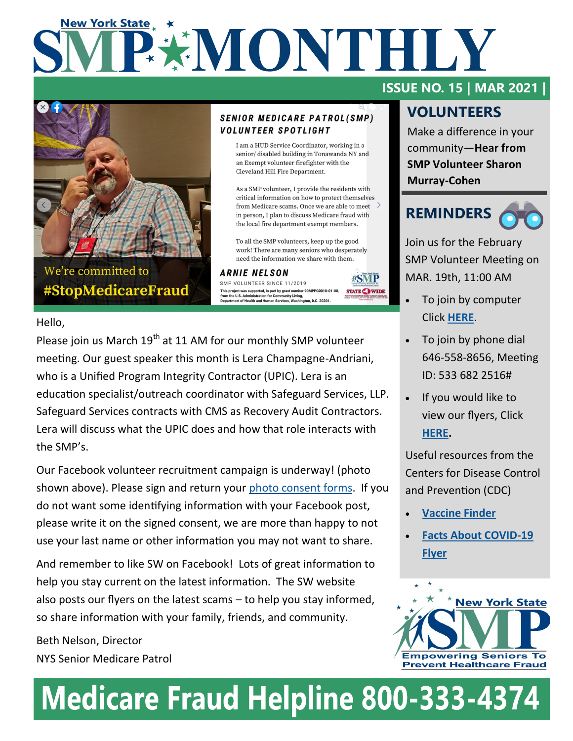# New York State SMP MONTHLY

**ISSUE NO. 15 | MAR 2021 |**

*SENIOR MEDICARE PATROL (SMP) VOLUNTEER SPOTLIGHT*

I am a HUD Service Coordinator, working in a senior/ disabled building in Tonawanda NY and an Exempt volunteer firefighter with the Cleveland Hill Fire Department.

As a SMP volunteer, I provide the residents with critical information on how to protect themselves from Medicare scams. Once we are able to meet in person, I plan to discuss Medicare fraud with the local fire department exempt members.

To all the SMP volunteers, keep up the good work! There are many seniors who desperately need the information we share with them.

**ARNIE NELSON**
SMP VOLUNTEER SINCE 11/2019

This project was supported, in part by grant number 90MPPG0010-01-00, from the U.S. Administration for Community Living, Department of Health and Human Services, Washington, D.C. 20201.

We're committed to #StopMedicareFraud

Hello,

Please join us March 19th at 11 AM for our monthly SMP volunteer meeting. Our guest speaker this month is Lera Champagne-Andriani, who is a Unified Program Integrity Contractor (UPIC). Lera is an education specialist/outreach coordinator with Safeguard Services, LLP. Safeguard Services contracts with CMS as Recovery Audit Contractors. Lera will discuss what the UPIC does and how that role interacts with the SMP's.

Our Facebook volunteer recruitment campaign is underway! (photo shown above). Please sign and return your photo consent forms. If you do not want some identifying information with your Facebook post, please write it on the signed consent, we are more than happy to not use your last name or other information you may not want to share.

And remember to like SW on Facebook! Lots of great information to help you stay current on the latest information. The SW website also posts our flyers on the latest scams – to help you stay informed, so share information with your family, friends, and community.

Beth Nelson, Director
NYS Senior Medicare Patrol

## VOLUNTEERS

Make a difference in your community—**Hear from SMP Volunteer Sharon Murray-Cohen**

## REMINDERS

Join us for the February SMP Volunteer Meeting on MAR. 19th, 11:00 AM

- To join by computer Click **HERE**.
- To join by phone dial 646-558-8656, Meeting ID: 533 682 2516#
- If you would like to view our flyers, Click **HERE**.

Useful resources from the Centers for Disease Control and Prevention (CDC)

- **Vaccine Finder**
- **Facts About COVID-19 Flyer**

New York State SMP — Empowering Seniors To Prevent Healthcare Fraud

# Medicare Fraud Helpline 800-333-4374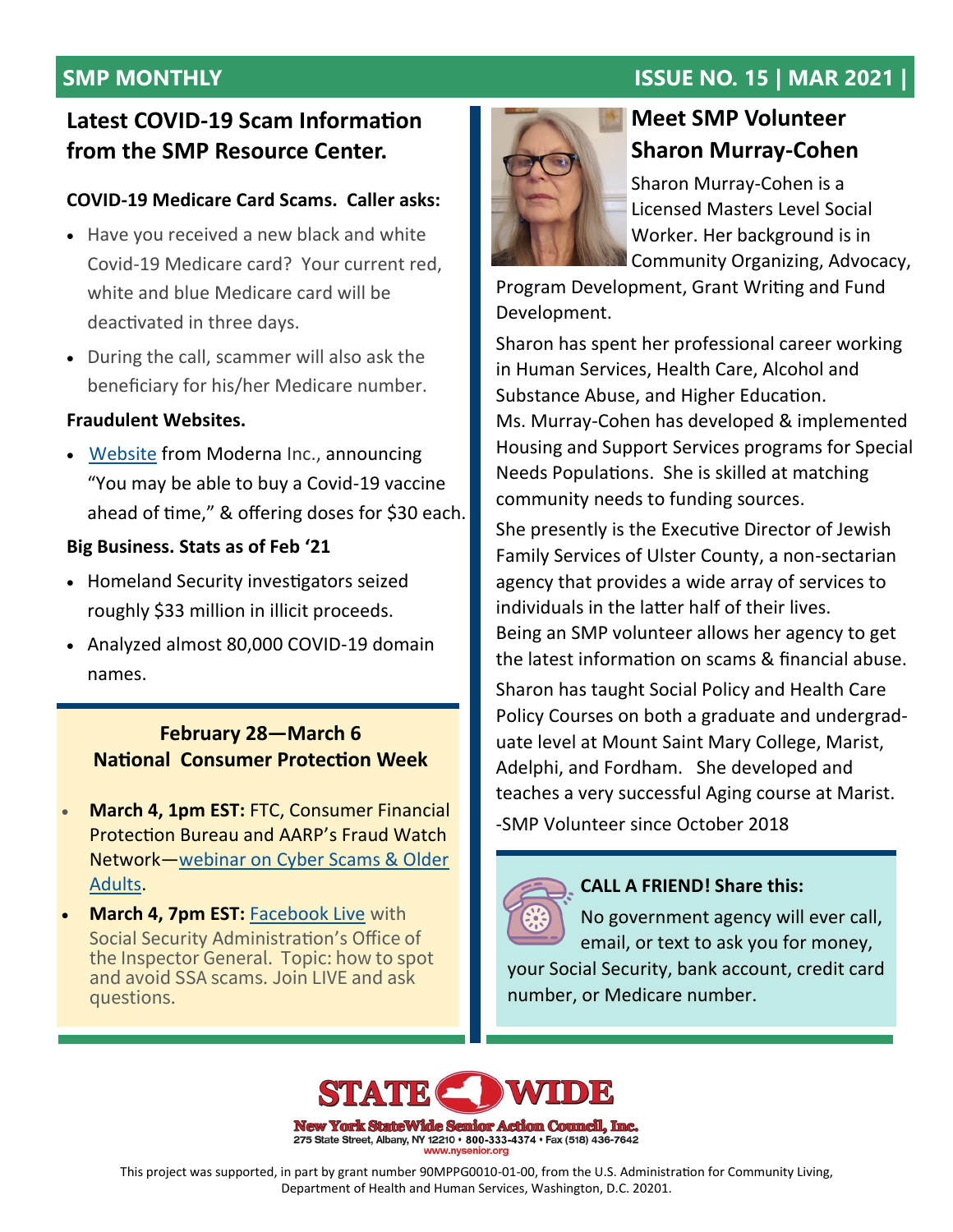SMP MONTHLY ISSUE NO. 15 | MAR 2021 |

## Latest COVID-19 Scam Information from the SMP Resource Center.

**COVID-19 Medicare Card Scams. Caller asks:**

- Have you received a new black and white Covid-19 Medicare card? Your current red, white and blue Medicare card will be deactivated in three days.
- During the call, scammer will also ask the beneficiary for his/her Medicare number.

**Fraudulent Websites.**

- Website from Moderna Inc., announcing "You may be able to buy a Covid-19 vaccine ahead of time," & offering doses for $30 each.

**Big Business. Stats as of Feb '21**

- Homeland Security investigators seized roughly $33 million in illicit proceeds.
- Analyzed almost 80,000 COVID-19 domain names.

### February 28—March 6
### National Consumer Protection Week

- **March 4, 1pm EST:** FTC, Consumer Financial Protection Bureau and AARP's Fraud Watch Network—webinar on Cyber Scams & Older Adults.
- **March 4, 7pm EST:** Facebook Live with Social Security Administration's Office of the Inspector General. Topic: how to spot and avoid SSA scams. Join LIVE and ask questions.

## Meet SMP Volunteer Sharon Murray-Cohen

Sharon Murray-Cohen is a Licensed Masters Level Social Worker. Her background is in Community Organizing, Advocacy, Program Development, Grant Writing and Fund Development.

Sharon has spent her professional career working in Human Services, Health Care, Alcohol and Substance Abuse, and Higher Education. Ms. Murray-Cohen has developed & implemented Housing and Support Services programs for Special Needs Populations. She is skilled at matching community needs to funding sources.

She presently is the Executive Director of Jewish Family Services of Ulster County, a non-sectarian agency that provides a wide array of services to individuals in the latter half of their lives. Being an SMP volunteer allows her agency to get the latest information on scams & financial abuse.

Sharon has taught Social Policy and Health Care Policy Courses on both a graduate and undergraduate level at Mount Saint Mary College, Marist, Adelphi, and Fordham. She developed and teaches a very successful Aging course at Marist.

-SMP Volunteer since October 2018

**CALL A FRIEND! Share this:**

No government agency will ever call, email, or text to ask you for money, your Social Security, bank account, credit card number, or Medicare number.

STATE WIDE

New York StateWide Senior Action Council, Inc.
275 State Street, Albany, NY 12210 • 800-333-4374 • Fax (518) 436-7642
www.nysenior.org

This project was supported, in part by grant number 90MPPG0010-01-00, from the U.S. Administration for Community Living, Department of Health and Human Services, Washington, D.C. 20201.